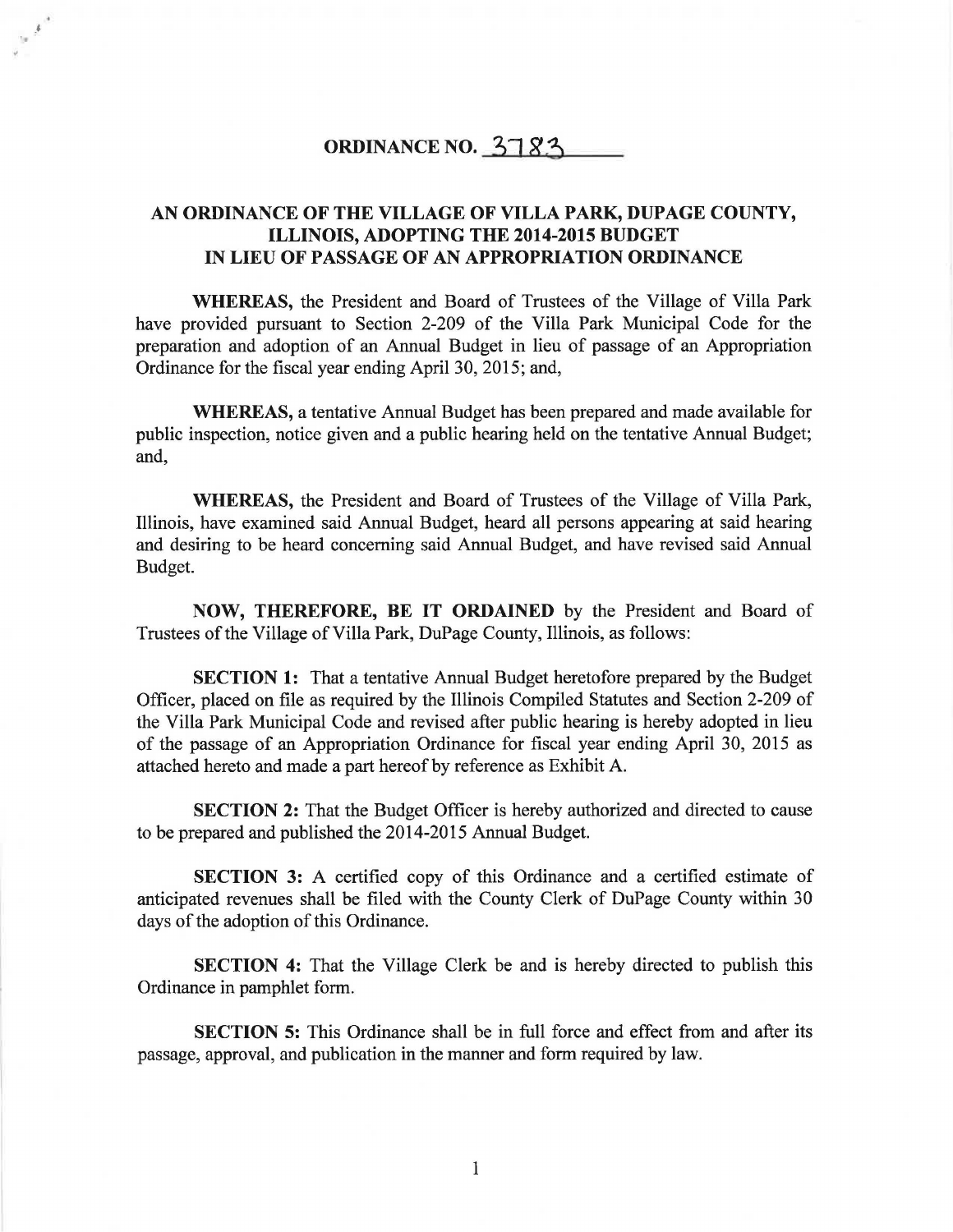# ORDINANCE NO. 3783

## AN ORDINANCE OF THE VILLAGE OF VILLA PARK, DUPAGE COUNTY, ILLINOIS, ADOPTING THE 2014-2015 BUDGET IN LIEU OF PASSAGE OF AN APPROPRIATION ORDINANCE

**WHEREAS,** the President and Board of Trustees of the Village of Villa Park have provided pursuant to Section 2-209 of the Villa Park Municipal Code for the preparation and adoption of an Annual Budget in lieu of passage of an Appropriation Ordinance for the fiscal year ending April 30, 2015; and,

**WHEREAS,** a tentative Annual Budget has been prepared and made available for public inspection, notice given and a public hearing held on the tentative Annual Budget; and,

**WHEREAS,** the President and Board of Trustees of the Village of Villa Park, Illinois, have examined said Annual Budget, heard all persons appearing at said hearing and desiring to be heard concerning said Annual Budget, and have revised said Annual Budget.

**NOW, THEREFORE, BE IT ORDAINED** by the President and Board of Trustees of the Village of Villa Park, DuPage County, Illinois, as follows:

**SECTION 1:** That a tentative Annual Budget heretofore prepared by the Budget Officer, placed on file as required by the Illinois Compiled Statutes and Section 2-209 of the Villa Park Municipal Code and revised after public hearing is hereby adopted in lieu of the passage of an Appropriation Ordinance for fiscal year ending April 30, 2015 as attached hereto and made a part hereof by reference as Exhibit A.

**SECTION 2:** That the Budget Officer is hereby authorized and directed to cause to be prepared and published the 2014-2015 Annual Budget.

**SECTION 3:** A certified copy of this Ordinance and a certified estimate of anticipated revenues shall be filed with the County Clerk of DuPage County within 30 days of the adoption of this Ordinance.

**SECTION 4:** That the Village Clerk be and is hereby directed to publish this Ordinance in pamphlet form.

**SECTION 5:** This Ordinance shall be in full force and effect from and after its passage, approval, and publication in the manner and form required by law.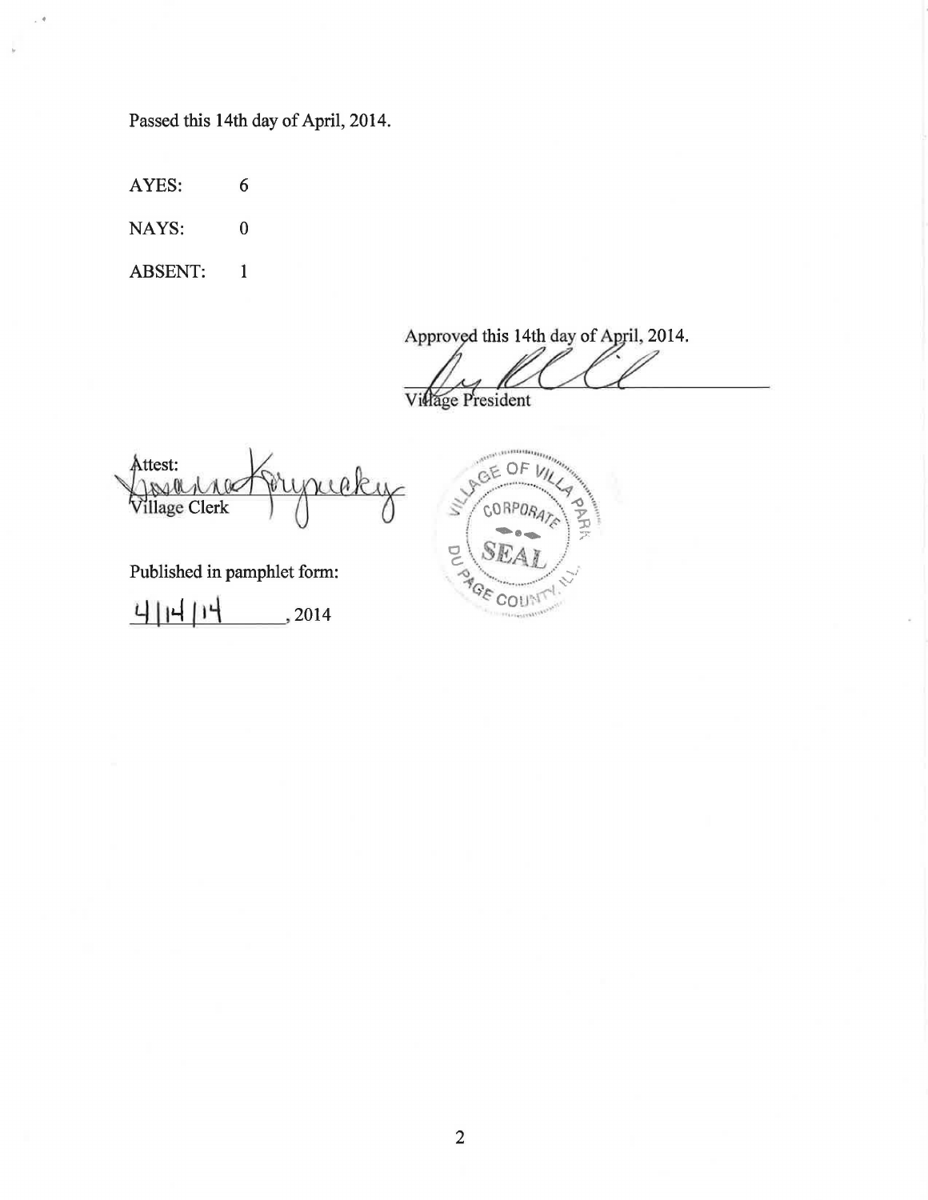Passed this 14th day of April, 2014.

| | |
|---|---|
| AYES: | 6 |
| NAYS: | 0 |
| ABSENT: | 1 |

Approved this 14th day of April, 2014.

Village President

Attest:

Village Clerk

VILLAGE OF VILLA PARK CORPORATE SEAL DU PAGE COUNTY, ILL.

Published in pamphlet form:

4/14/14, 2014